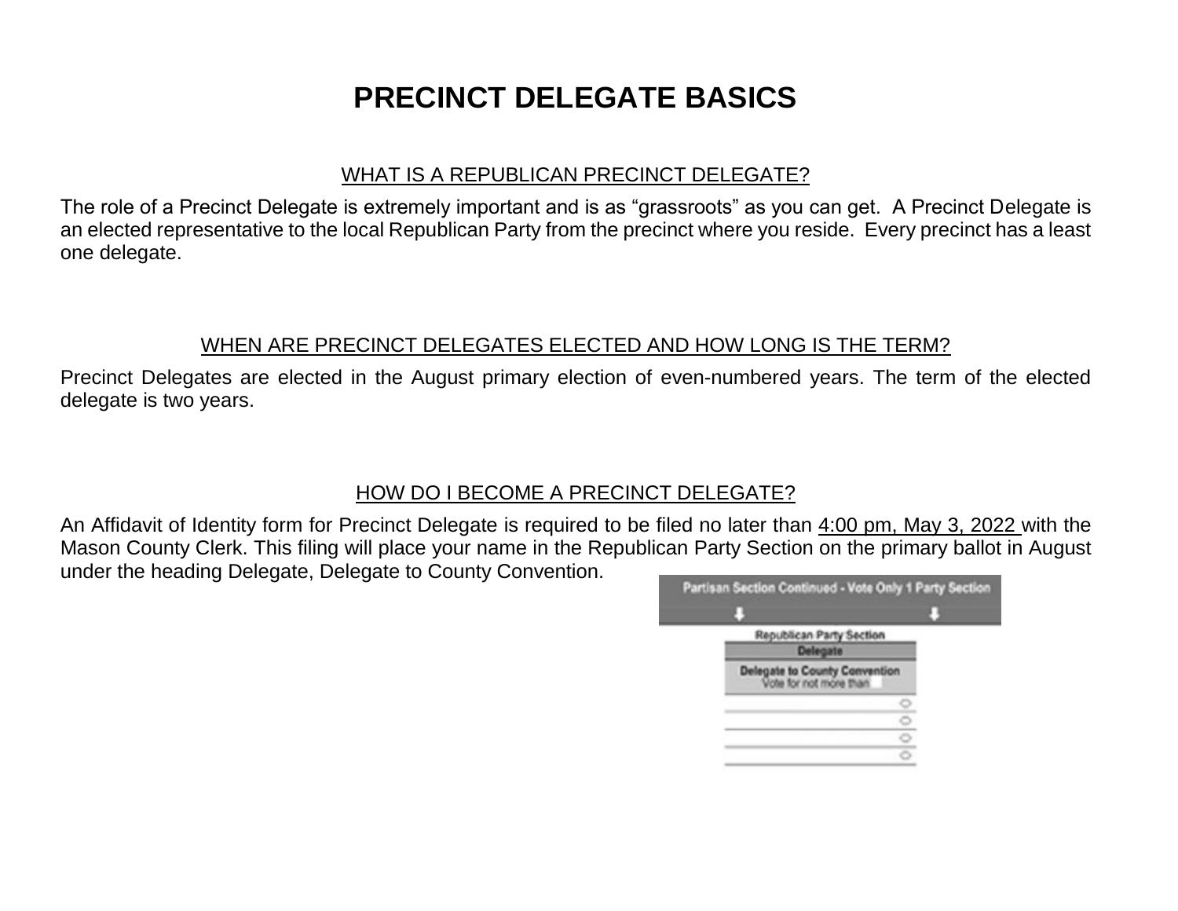# PRECINCT DELEGATE BASICS

## WHAT IS A REPUBLICAN PRECINCT DELEGATE?

The role of a Precinct Delegate is extremely important and is as "grassroots" as you can get. A Precinct Delegate is an elected representative to the local Republican Party from the precinct where you reside. Every precinct has a least one delegate.

## WHEN ARE PRECINCT DELEGATES ELECTED AND HOW LONG IS THE TERM?

Precinct Delegates are elected in the August primary election of even-numbered years. The term of the elected delegate is two years.

## HOW DO I BECOME A PRECINCT DELEGATE?

An Affidavit of Identity form for Precinct Delegate is required to be filed no later than 4:00 pm, May 3, 2022 with the Mason County Clerk. This filing will place your name in the Republican Party Section on the primary ballot in August under the heading Delegate, Delegate to County Convention.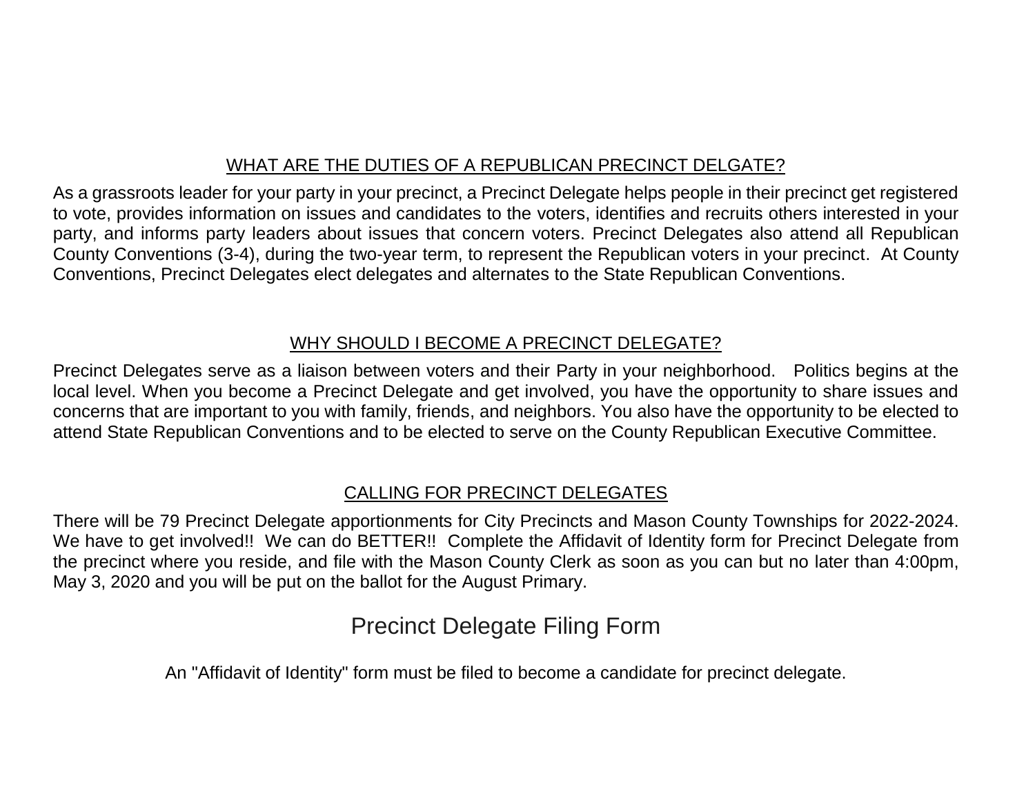## WHAT ARE THE DUTIES OF A REPUBLICAN PRECINCT DELGATE?

As a grassroots leader for your party in your precinct, a Precinct Delegate helps people in their precinct get registered to vote, provides information on issues and candidates to the voters, identifies and recruits others interested in your party, and informs party leaders about issues that concern voters. Precinct Delegates also attend all Republican County Conventions (3-4), during the two-year term, to represent the Republican voters in your precinct. At County Conventions, Precinct Delegates elect delegates and alternates to the State Republican Conventions.

## WHY SHOULD I BECOME A PRECINCT DELEGATE?

Precinct Delegates serve as a liaison between voters and their Party in your neighborhood. Politics begins at the local level. When you become a Precinct Delegate and get involved, you have the opportunity to share issues and concerns that are important to you with family, friends, and neighbors. You also have the opportunity to be elected to attend State Republican Conventions and to be elected to serve on the County Republican Executive Committee.

## CALLING FOR PRECINCT DELEGATES

There will be 79 Precinct Delegate apportionments for City Precincts and Mason County Townships for 2022-2024. We have to get involved!! We can do BETTER!! Complete the Affidavit of Identity form for Precinct Delegate from the precinct where you reside, and file with the Mason County Clerk as soon as you can but no later than 4:00pm, May 3, 2020 and you will be put on the ballot for the August Primary.

# Precinct Delegate Filing Form

An "Affidavit of Identity" form must be filed to become a candidate for precinct delegate.